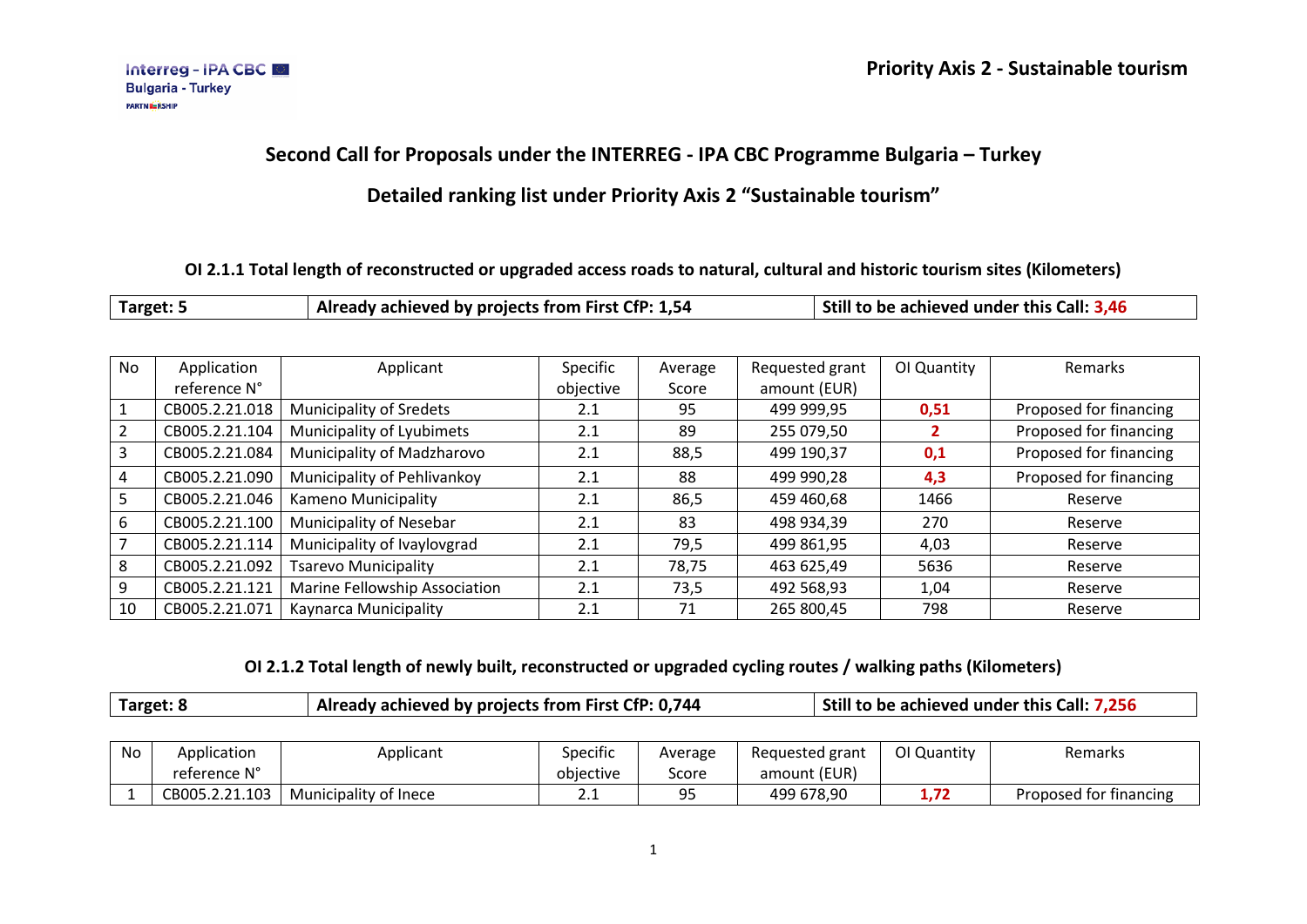Priority Axis 2 - Sustainable tourism

# Second Call for Proposals under the INTERREG - IPA CBC Programme Bulgaria – Turkey

## Detailed ranking list under Priority Axis 2 “Sustainable tourism”

### OI 2.1.1 Total length of reconstructed or upgraded access roads to natural, cultural and historic tourism sites (Kilometers)

| Target: 5 | Already achieved by projects from First CfP: 1,54 | Still to be achieved under this Call: 3,46 |
|---|---|---|

| No | Application reference N° | Applicant | Specific objective | Average Score | Requested grant amount (EUR) | OI Quantity | Remarks |
|---|---|---|---|---|---|---|---|
| 1 | CB005.2.21.018 | Municipality of Sredets | 2.1 | 95 | 499 999,95 | **0,51** | Proposed for financing |
| 2 | CB005.2.21.104 | Municipality of Lyubimets | 2.1 | 89 | 255 079,50 | **2** | Proposed for financing |
| 3 | CB005.2.21.084 | Municipality of Madzharovo | 2.1 | 88,5 | 499 190,37 | **0,1** | Proposed for financing |
| 4 | CB005.2.21.090 | Municipality of Pehlivankoy | 2.1 | 88 | 499 990,28 | **4,3** | Proposed for financing |
| 5 | CB005.2.21.046 | Kameno Municipality | 2.1 | 86,5 | 459 460,68 | 1466 | Reserve |
| 6 | CB005.2.21.100 | Municipality of Nesebar | 2.1 | 83 | 498 934,39 | 270 | Reserve |
| 7 | CB005.2.21.114 | Municipality of Ivaylovgrad | 2.1 | 79,5 | 499 861,95 | 4,03 | Reserve |
| 8 | CB005.2.21.092 | Tsarevo Municipality | 2.1 | 78,75 | 463 625,49 | 5636 | Reserve |
| 9 | CB005.2.21.121 | Marine Fellowship Association | 2.1 | 73,5 | 492 568,93 | 1,04 | Reserve |
| 10 | CB005.2.21.071 | Kaynarca Municipality | 2.1 | 71 | 265 800,45 | 798 | Reserve |

### OI 2.1.2 Total length of newly built, reconstructed or upgraded cycling routes / walking paths (Kilometers)

| Target: 8 | Already achieved by projects from First CfP: 0,744 | Still to be achieved under this Call: 7,256 |
|---|---|---|

| No | Application reference N° | Applicant | Specific objective | Average Score | Requested grant amount (EUR) | OI Quantity | Remarks |
|---|---|---|---|---|---|---|---|
| 1 | CB005.2.21.103 | Municipality of Inece | 2.1 | 95 | 499 678,90 | **1,72** | Proposed for financing |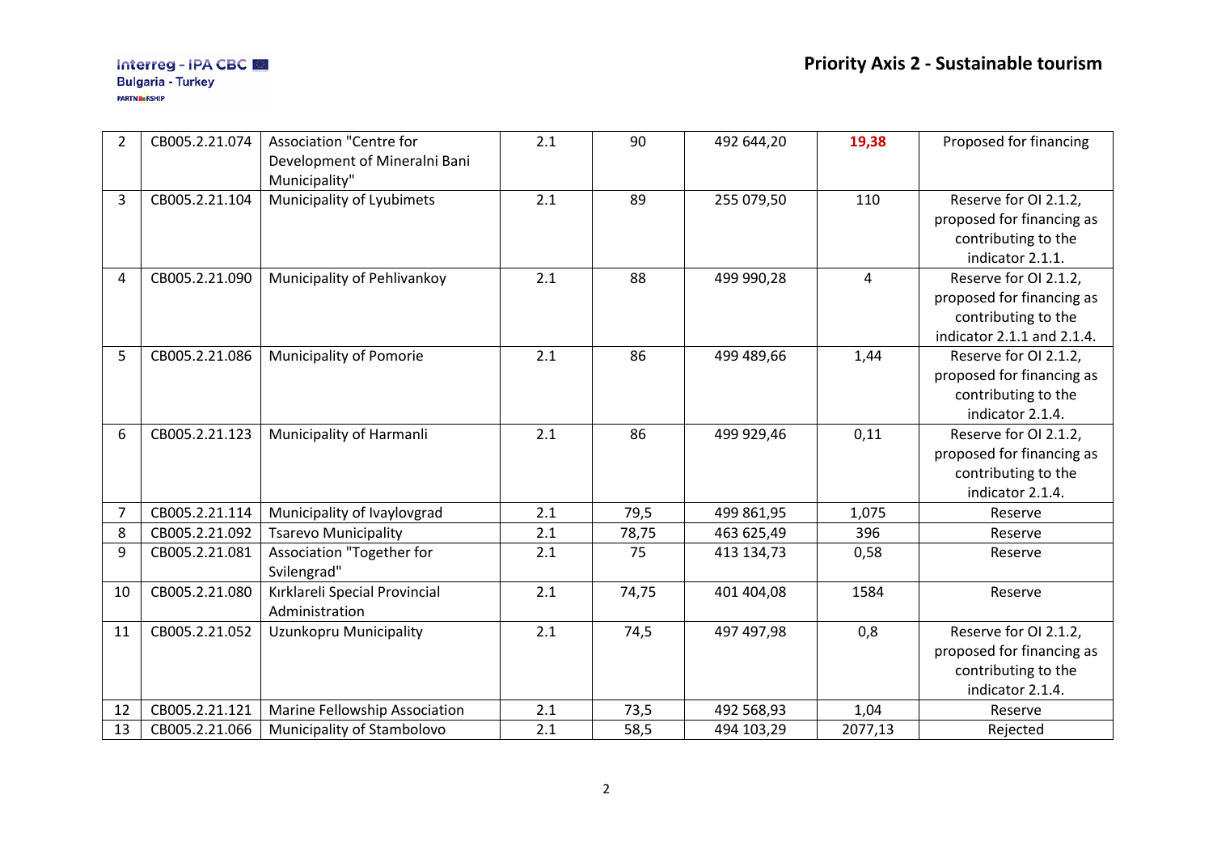## Priority Axis 2 - Sustainable tourism

| 2 | CB005.2.21.074 | Association "Centre for Development of Mineralni Bani Municipality" | 2.1 | 90 | 492 644,20 | **19,38** | Proposed for financing |
|---|---|---|---|---|---|---|---|
| 3 | CB005.2.21.104 | Municipality of Lyubimets | 2.1 | 89 | 255 079,50 | 110 | Reserve for OI 2.1.2, proposed for financing as contributing to the indicator 2.1.1. |
| 4 | CB005.2.21.090 | Municipality of Pehlivankoy | 2.1 | 88 | 499 990,28 | 4 | Reserve for OI 2.1.2, proposed for financing as contributing to the indicator 2.1.1 and 2.1.4. |
| 5 | CB005.2.21.086 | Municipality of Pomorie | 2.1 | 86 | 499 489,66 | 1,44 | Reserve for OI 2.1.2, proposed for financing as contributing to the indicator 2.1.4. |
| 6 | CB005.2.21.123 | Municipality of Harmanli | 2.1 | 86 | 499 929,46 | 0,11 | Reserve for OI 2.1.2, proposed for financing as contributing to the indicator 2.1.4. |
| 7 | CB005.2.21.114 | Municipality of Ivaylovgrad | 2.1 | 79,5 | 499 861,95 | 1,075 | Reserve |
| 8 | CB005.2.21.092 | Tsarevo Municipality | 2.1 | 78,75 | 463 625,49 | 396 | Reserve |
| 9 | CB005.2.21.081 | Association "Together for Svilengrad" | 2.1 | 75 | 413 134,73 | 0,58 | Reserve |
| 10 | CB005.2.21.080 | Kırklareli Special Provincial Administration | 2.1 | 74,75 | 401 404,08 | 1584 | Reserve |
| 11 | CB005.2.21.052 | Uzunkopru Municipality | 2.1 | 74,5 | 497 497,98 | 0,8 | Reserve for OI 2.1.2, proposed for financing as contributing to the indicator 2.1.4. |
| 12 | CB005.2.21.121 | Marine Fellowship Association | 2.1 | 73,5 | 492 568,93 | 1,04 | Reserve |
| 13 | CB005.2.21.066 | Municipality of Stambolovo | 2.1 | 58,5 | 494 103,29 | 2077,13 | Rejected |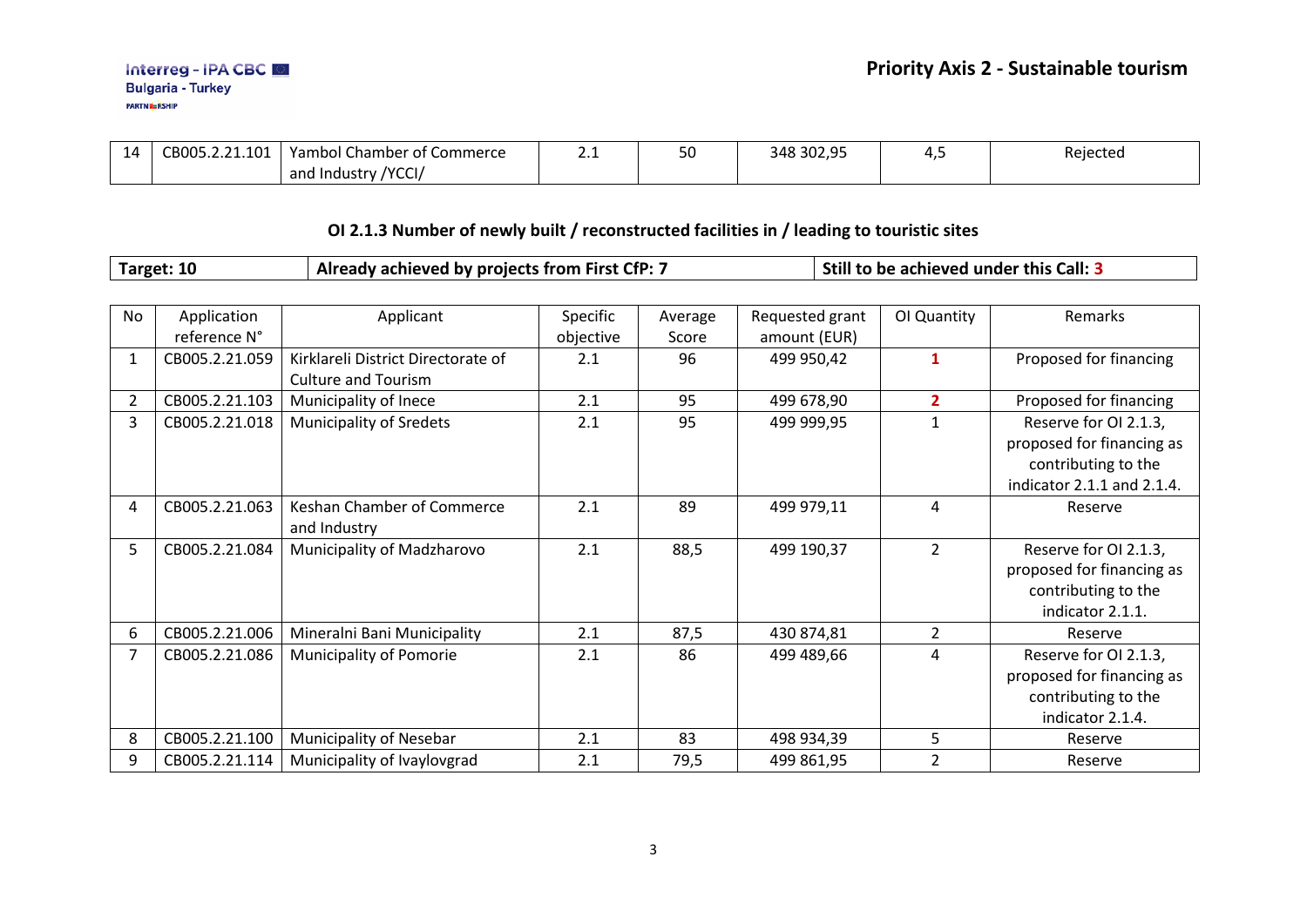| 14 | CB005.2.21.101 | Yambol Chamber of Commerce and Industry /YCCI/ | 2.1 | 50 | 348 302,95 | 4,5 | Rejected |
|---|---|---|---|---|---|---|---|

### OI 2.1.3 Number of newly built / reconstructed facilities in / leading to touristic sites

| **Target: 10** | **Already achieved by projects from First CfP: 7** | **Still to be achieved under this Call: 3** |
|---|---|---|

| No | Application reference N° | Applicant | Specific objective | Average Score | Requested grant amount (EUR) | OI Quantity | Remarks |
|---|---|---|---|---|---|---|---|
| 1 | CB005.2.21.059 | Kirklareli District Directorate of Culture and Tourism | 2.1 | 96 | 499 950,42 | **1** | Proposed for financing |
| 2 | CB005.2.21.103 | Municipality of Inece | 2.1 | 95 | 499 678,90 | **2** | Proposed for financing |
| 3 | CB005.2.21.018 | Municipality of Sredets | 2.1 | 95 | 499 999,95 | 1 | Reserve for OI 2.1.3, proposed for financing as contributing to the indicator 2.1.1 and 2.1.4. |
| 4 | CB005.2.21.063 | Keshan Chamber of Commerce and Industry | 2.1 | 89 | 499 979,11 | 4 | Reserve |
| 5 | CB005.2.21.084 | Municipality of Madzharovo | 2.1 | 88,5 | 499 190,37 | 2 | Reserve for OI 2.1.3, proposed for financing as contributing to the indicator 2.1.1. |
| 6 | CB005.2.21.006 | Mineralni Bani Municipality | 2.1 | 87,5 | 430 874,81 | 2 | Reserve |
| 7 | CB005.2.21.086 | Municipality of Pomorie | 2.1 | 86 | 499 489,66 | 4 | Reserve for OI 2.1.3, proposed for financing as contributing to the indicator 2.1.4. |
| 8 | CB005.2.21.100 | Municipality of Nesebar | 2.1 | 83 | 498 934,39 | 5 | Reserve |
| 9 | CB005.2.21.114 | Municipality of Ivaylovgrad | 2.1 | 79,5 | 499 861,95 | 2 | Reserve |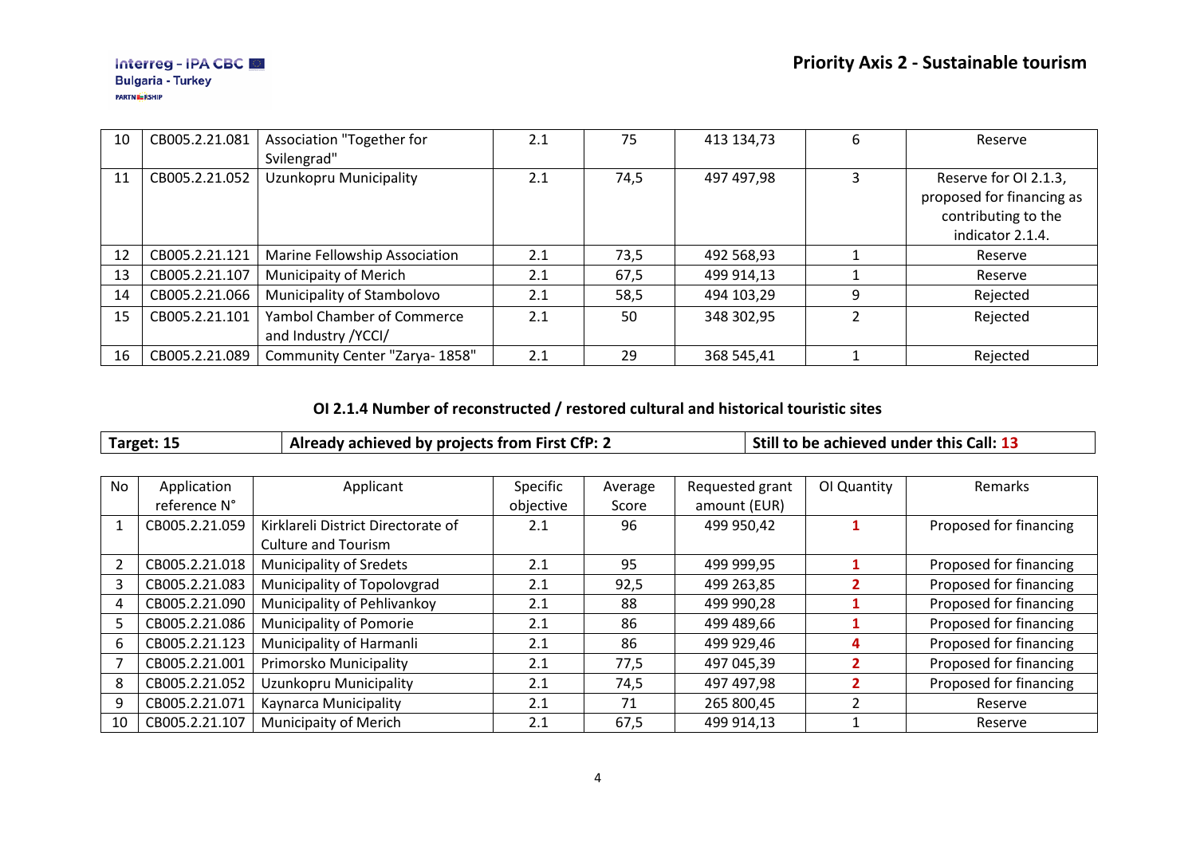| 10 | CB005.2.21.081 | Association "Together for Svilengrad" | 2.1 | 75 | 413 134,73 | 6 | Reserve |
|---|---|---|---|---|---|---|---|
| 11 | CB005.2.21.052 | Uzunkopru Municipality | 2.1 | 74,5 | 497 497,98 | 3 | Reserve for OI 2.1.3, proposed for financing as contributing to the indicator 2.1.4. |
| 12 | CB005.2.21.121 | Marine Fellowship Association | 2.1 | 73,5 | 492 568,93 | 1 | Reserve |
| 13 | CB005.2.21.107 | Municipaity of Merich | 2.1 | 67,5 | 499 914,13 | 1 | Reserve |
| 14 | CB005.2.21.066 | Municipality of Stambolovo | 2.1 | 58,5 | 494 103,29 | 9 | Rejected |
| 15 | CB005.2.21.101 | Yambol Chamber of Commerce and Industry /YCCI/ | 2.1 | 50 | 348 302,95 | 2 | Rejected |
| 16 | CB005.2.21.089 | Community Center "Zarya- 1858" | 2.1 | 29 | 368 545,41 | 1 | Rejected |

### OI 2.1.4 Number of reconstructed / restored cultural and historical touristic sites

| **Target: 15** | **Already achieved by projects from First CfP: 2** | **Still to be achieved under this Call: 13** |
|---|---|---|

| No | Application reference N° | Applicant | Specific objective | Average Score | Requested grant amount (EUR) | OI Quantity | Remarks |
|---|---|---|---|---|---|---|---|
| 1 | CB005.2.21.059 | Kirklareli District Directorate of Culture and Tourism | 2.1 | 96 | 499 950,42 | **1** | Proposed for financing |
| 2 | CB005.2.21.018 | Municipality of Sredets | 2.1 | 95 | 499 999,95 | **1** | Proposed for financing |
| 3 | CB005.2.21.083 | Municipality of Topolovgrad | 2.1 | 92,5 | 499 263,85 | **2** | Proposed for financing |
| 4 | CB005.2.21.090 | Municipality of Pehlivankoy | 2.1 | 88 | 499 990,28 | **1** | Proposed for financing |
| 5 | CB005.2.21.086 | Municipality of Pomorie | 2.1 | 86 | 499 489,66 | **1** | Proposed for financing |
| 6 | CB005.2.21.123 | Municipality of Harmanli | 2.1 | 86 | 499 929,46 | **4** | Proposed for financing |
| 7 | CB005.2.21.001 | Primorsko Municipality | 2.1 | 77,5 | 497 045,39 | **2** | Proposed for financing |
| 8 | CB005.2.21.052 | Uzunkopru Municipality | 2.1 | 74,5 | 497 497,98 | **2** | Proposed for financing |
| 9 | CB005.2.21.071 | Kaynarca Municipality | 2.1 | 71 | 265 800,45 | 2 | Reserve |
| 10 | CB005.2.21.107 | Municipaity of Merich | 2.1 | 67,5 | 499 914,13 | 1 | Reserve |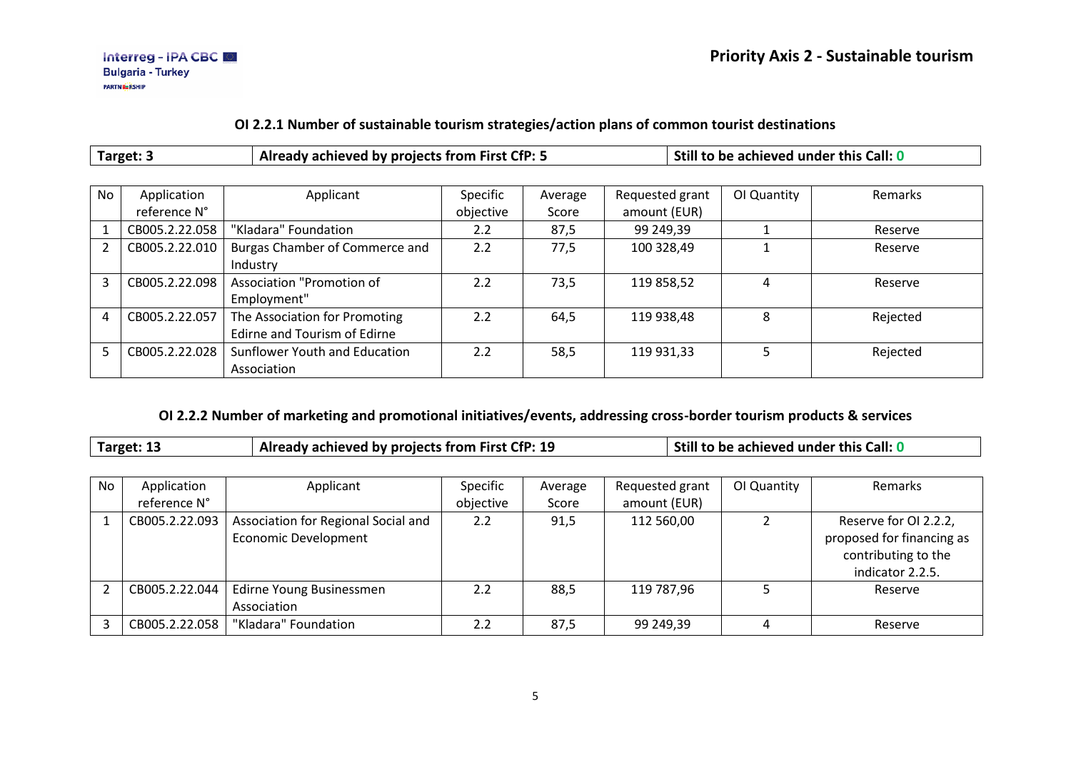## Priority Axis 2 - Sustainable tourism

### OI 2.2.1 Number of sustainable tourism strategies/action plans of common tourist destinations

| Target: 3 | Already achieved by projects from First CfP: 5 | Still to be achieved under this Call: 0 |
|---|---|---|

| No | Application reference N° | Applicant | Specific objective | Average Score | Requested grant amount (EUR) | OI Quantity | Remarks |
|---|---|---|---|---|---|---|---|
| 1 | CB005.2.22.058 | "Kladara" Foundation | 2.2 | 87,5 | 99 249,39 | 1 | Reserve |
| 2 | CB005.2.22.010 | Burgas Chamber of Commerce and Industry | 2.2 | 77,5 | 100 328,49 | 1 | Reserve |
| 3 | CB005.2.22.098 | Association "Promotion of Employment" | 2.2 | 73,5 | 119 858,52 | 4 | Reserve |
| 4 | CB005.2.22.057 | The Association for Promoting Edirne and Tourism of Edirne | 2.2 | 64,5 | 119 938,48 | 8 | Rejected |
| 5 | CB005.2.22.028 | Sunflower Youth and Education Association | 2.2 | 58,5 | 119 931,33 | 5 | Rejected |

### OI 2.2.2 Number of marketing and promotional initiatives/events, addressing cross-border tourism products & services

| Target: 13 | Already achieved by projects from First CfP: 19 | Still to be achieved under this Call: 0 |
|---|---|---|

| No | Application reference N° | Applicant | Specific objective | Average Score | Requested grant amount (EUR) | OI Quantity | Remarks |
|---|---|---|---|---|---|---|---|
| 1 | CB005.2.22.093 | Association for Regional Social and Economic Development | 2.2 | 91,5 | 112 560,00 | 2 | Reserve for OI 2.2.2, proposed for financing as contributing to the indicator 2.2.5. |
| 2 | CB005.2.22.044 | Edirne Young Businessmen Association | 2.2 | 88,5 | 119 787,96 | 5 | Reserve |
| 3 | CB005.2.22.058 | "Kladara" Foundation | 2.2 | 87,5 | 99 249,39 | 4 | Reserve |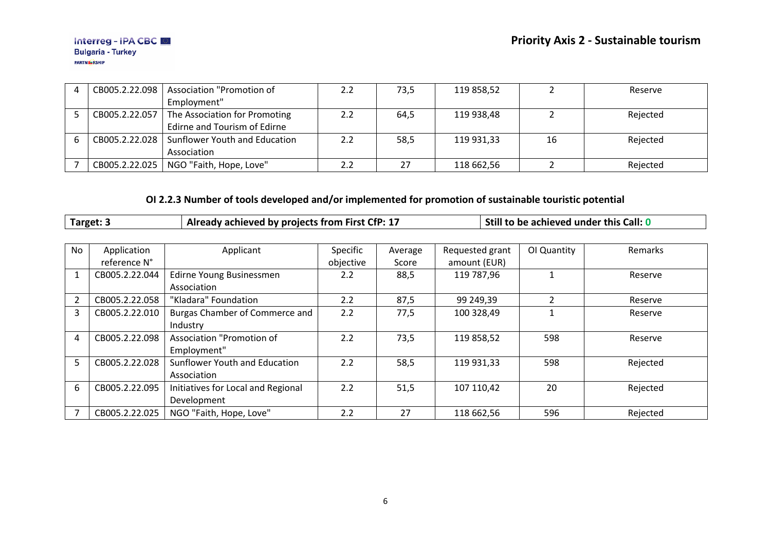| 4 | CB005.2.22.098 | Association "Promotion of Employment" | 2.2 | 73,5 | 119 858,52 | 2 | Reserve |
|---|---|---|---|---|---|---|---|
| 5 | CB005.2.22.057 | The Association for Promoting Edirne and Tourism of Edirne | 2.2 | 64,5 | 119 938,48 | 2 | Rejected |
| 6 | CB005.2.22.028 | Sunflower Youth and Education Association | 2.2 | 58,5 | 119 931,33 | 16 | Rejected |
| 7 | CB005.2.22.025 | NGO "Faith, Hope, Love" | 2.2 | 27 | 118 662,56 | 2 | Rejected |

### OI 2.2.3 Number of tools developed and/or implemented for promotion of sustainable touristic potential

| **Target: 3** | **Already achieved by projects from First CfP: 17** | **Still to be achieved under this Call: 0** |
|---|---|---|

| No | Application reference N° | Applicant | Specific objective | Average Score | Requested grant amount (EUR) | OI Quantity | Remarks |
|---|---|---|---|---|---|---|---|
| 1 | CB005.2.22.044 | Edirne Young Businessmen Association | 2.2 | 88,5 | 119 787,96 | 1 | Reserve |
| 2 | CB005.2.22.058 | "Kladara" Foundation | 2.2 | 87,5 | 99 249,39 | 2 | Reserve |
| 3 | CB005.2.22.010 | Burgas Chamber of Commerce and Industry | 2.2 | 77,5 | 100 328,49 | 1 | Reserve |
| 4 | CB005.2.22.098 | Association "Promotion of Employment" | 2.2 | 73,5 | 119 858,52 | 598 | Reserve |
| 5 | CB005.2.22.028 | Sunflower Youth and Education Association | 2.2 | 58,5 | 119 931,33 | 598 | Rejected |
| 6 | CB005.2.22.095 | Initiatives for Local and Regional Development | 2.2 | 51,5 | 107 110,42 | 20 | Rejected |
| 7 | CB005.2.22.025 | NGO "Faith, Hope, Love" | 2.2 | 27 | 118 662,56 | 596 | Rejected |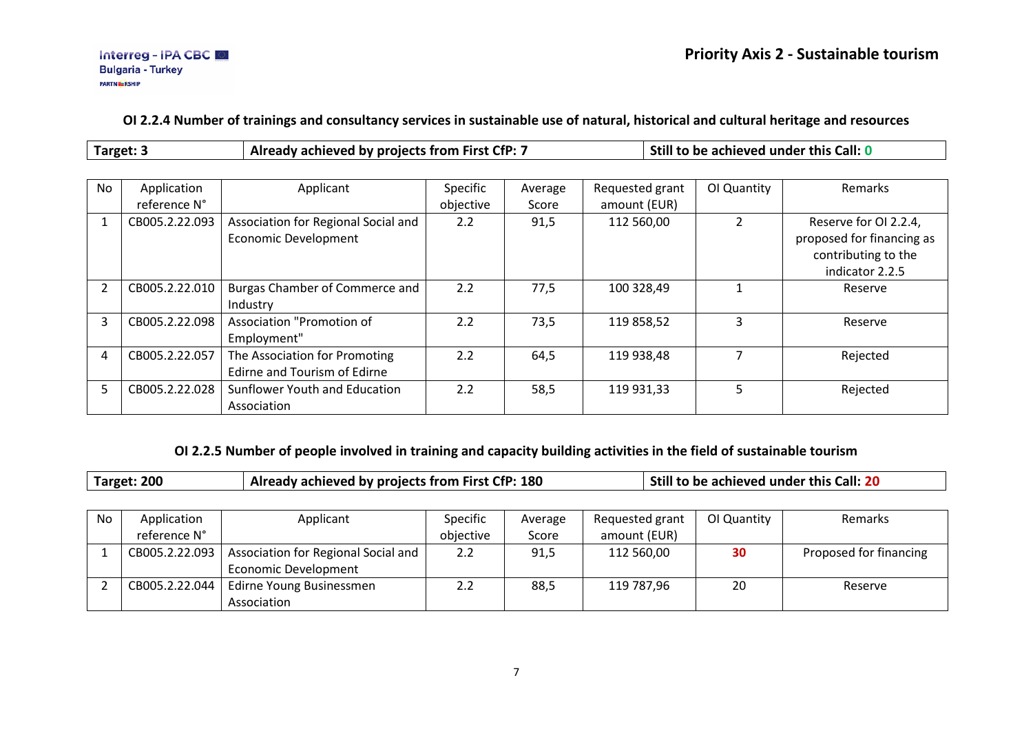### OI 2.2.4 Number of trainings and consultancy services in sustainable use of natural, historical and cultural heritage and resources

| Target: 3 | Already achieved by projects from First CfP: 7 | Still to be achieved under this Call: 0 |
|---|---|---|

| No | Application reference N° | Applicant | Specific objective | Average Score | Requested grant amount (EUR) | OI Quantity | Remarks |
|---|---|---|---|---|---|---|---|
| 1 | CB005.2.22.093 | Association for Regional Social and Economic Development | 2.2 | 91,5 | 112 560,00 | 2 | Reserve for OI 2.2.4, proposed for financing as contributing to the indicator 2.2.5 |
| 2 | CB005.2.22.010 | Burgas Chamber of Commerce and Industry | 2.2 | 77,5 | 100 328,49 | 1 | Reserve |
| 3 | CB005.2.22.098 | Association "Promotion of Employment" | 2.2 | 73,5 | 119 858,52 | 3 | Reserve |
| 4 | CB005.2.22.057 | The Association for Promoting Edirne and Tourism of Edirne | 2.2 | 64,5 | 119 938,48 | 7 | Rejected |
| 5 | CB005.2.22.028 | Sunflower Youth and Education Association | 2.2 | 58,5 | 119 931,33 | 5 | Rejected |

### OI 2.2.5 Number of people involved in training and capacity building activities in the field of sustainable tourism

| Target: 200 | Already achieved by projects from First CfP: 180 | Still to be achieved under this Call: 20 |
|---|---|---|

| No | Application reference N° | Applicant | Specific objective | Average Score | Requested grant amount (EUR) | OI Quantity | Remarks |
|---|---|---|---|---|---|---|---|
| 1 | CB005.2.22.093 | Association for Regional Social and Economic Development | 2.2 | 91,5 | 112 560,00 | **30** | Proposed for financing |
| 2 | CB005.2.22.044 | Edirne Young Businessmen Association | 2.2 | 88,5 | 119 787,96 | 20 | Reserve |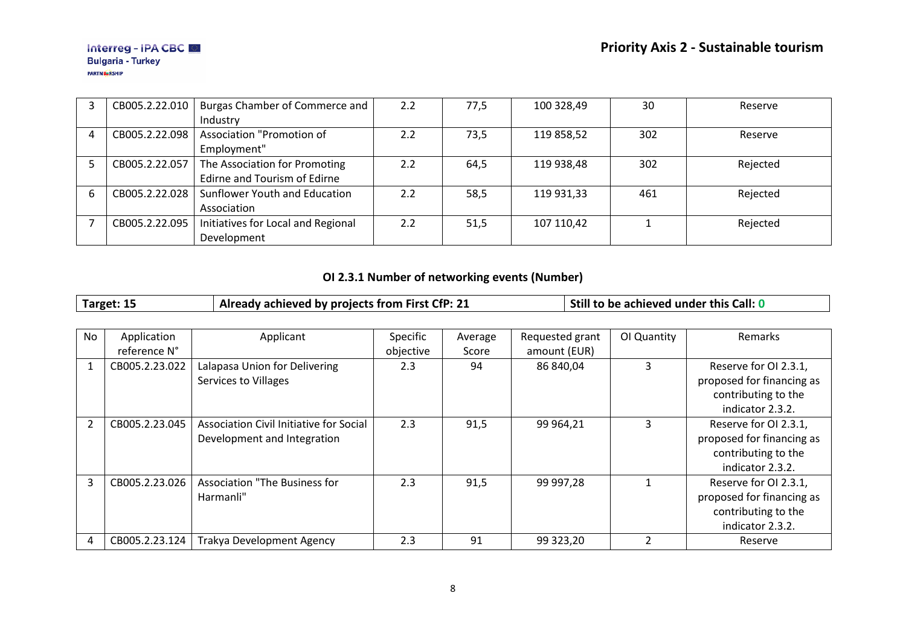| 3 | CB005.2.22.010 | Burgas Chamber of Commerce and Industry | 2.2 | 77,5 | 100 328,49 | 30 | Reserve |
|---|---|---|---|---|---|---|---|
| 4 | CB005.2.22.098 | Association "Promotion of Employment" | 2.2 | 73,5 | 119 858,52 | 302 | Reserve |
| 5 | CB005.2.22.057 | The Association for Promoting Edirne and Tourism of Edirne | 2.2 | 64,5 | 119 938,48 | 302 | Rejected |
| 6 | CB005.2.22.028 | Sunflower Youth and Education Association | 2.2 | 58,5 | 119 931,33 | 461 | Rejected |
| 7 | CB005.2.22.095 | Initiatives for Local and Regional Development | 2.2 | 51,5 | 107 110,42 | 1 | Rejected |

### OI 2.3.1 Number of networking events (Number)

| **Target: 15** | **Already achieved by projects from First CfP: 21** | **Still to be achieved under this Call: 0** |
|---|---|---|

| No | Application reference N° | Applicant | Specific objective | Average Score | Requested grant amount (EUR) | OI Quantity | Remarks |
|---|---|---|---|---|---|---|---|
| 1 | CB005.2.23.022 | Lalapasa Union for Delivering Services to Villages | 2.3 | 94 | 86 840,04 | 3 | Reserve for OI 2.3.1, proposed for financing as contributing to the indicator 2.3.2. |
| 2 | CB005.2.23.045 | Association Civil Initiative for Social Development and Integration | 2.3 | 91,5 | 99 964,21 | 3 | Reserve for OI 2.3.1, proposed for financing as contributing to the indicator 2.3.2. |
| 3 | CB005.2.23.026 | Association "The Business for Harmanli" | 2.3 | 91,5 | 99 997,28 | 1 | Reserve for OI 2.3.1, proposed for financing as contributing to the indicator 2.3.2. |
| 4 | CB005.2.23.124 | Trakya Development Agency | 2.3 | 91 | 99 323,20 | 2 | Reserve |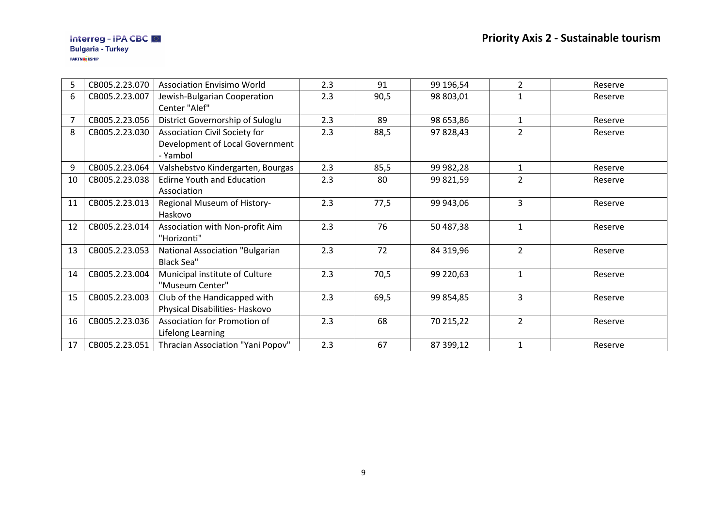## Priority Axis 2 - Sustainable tourism

| | | | | | | | |
|---|---|---|---|---|---|---|---|
| 5 | CB005.2.23.070 | Association Envisimo World | 2.3 | 91 | 99 196,54 | 2 | Reserve |
| 6 | CB005.2.23.007 | Jewish-Bulgarian Cooperation Center "Alef" | 2.3 | 90,5 | 98 803,01 | 1 | Reserve |
| 7 | CB005.2.23.056 | District Governorship of Suloglu | 2.3 | 89 | 98 653,86 | 1 | Reserve |
| 8 | CB005.2.23.030 | Association Civil Society for Development of Local Government - Yambol | 2.3 | 88,5 | 97 828,43 | 2 | Reserve |
| 9 | CB005.2.23.064 | Valshebstvo Kindergarten, Bourgas | 2.3 | 85,5 | 99 982,28 | 1 | Reserve |
| 10 | CB005.2.23.038 | Edirne Youth and Education Association | 2.3 | 80 | 99 821,59 | 2 | Reserve |
| 11 | CB005.2.23.013 | Regional Museum of History-Haskovo | 2.3 | 77,5 | 99 943,06 | 3 | Reserve |
| 12 | CB005.2.23.014 | Association with Non-profit Aim "Horizonti" | 2.3 | 76 | 50 487,38 | 1 | Reserve |
| 13 | CB005.2.23.053 | National Association "Bulgarian Black Sea" | 2.3 | 72 | 84 319,96 | 2 | Reserve |
| 14 | CB005.2.23.004 | Municipal institute of Culture "Museum Center" | 2.3 | 70,5 | 99 220,63 | 1 | Reserve |
| 15 | CB005.2.23.003 | Club of the Handicapped with Physical Disabilities- Haskovo | 2.3 | 69,5 | 99 854,85 | 3 | Reserve |
| 16 | CB005.2.23.036 | Association for Promotion of Lifelong Learning | 2.3 | 68 | 70 215,22 | 2 | Reserve |
| 17 | CB005.2.23.051 | Thracian Association "Yani Popov" | 2.3 | 67 | 87 399,12 | 1 | Reserve |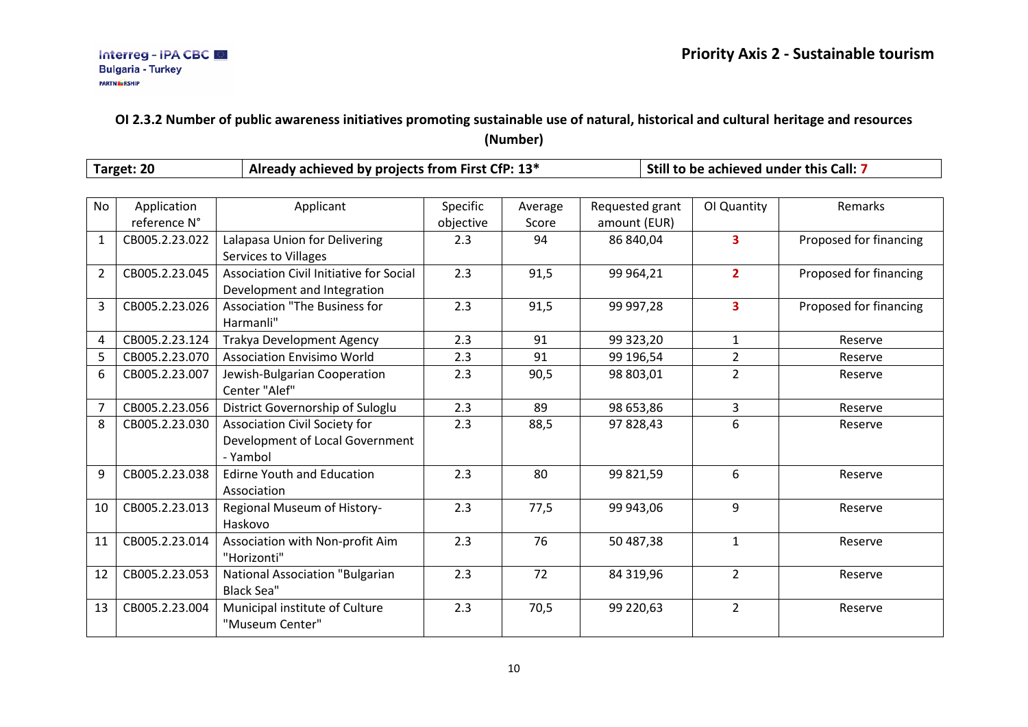## Priority Axis 2 - Sustainable tourism

### OI 2.3.2 Number of public awareness initiatives promoting sustainable use of natural, historical and cultural heritage and resources (Number)

| Target: 20 | Already achieved by projects from First CfP: 13* | Still to be achieved under this Call: 7 |
|---|---|---|

| No | Application reference N° | Applicant | Specific objective | Average Score | Requested grant amount (EUR) | OI Quantity | Remarks |
|---|---|---|---|---|---|---|---|
| 1 | CB005.2.23.022 | Lalapasa Union for Delivering Services to Villages | 2.3 | 94 | 86 840,04 | **3** | Proposed for financing |
| 2 | CB005.2.23.045 | Association Civil Initiative for Social Development and Integration | 2.3 | 91,5 | 99 964,21 | **2** | Proposed for financing |
| 3 | CB005.2.23.026 | Association "The Business for Harmanli" | 2.3 | 91,5 | 99 997,28 | **3** | Proposed for financing |
| 4 | CB005.2.23.124 | Trakya Development Agency | 2.3 | 91 | 99 323,20 | 1 | Reserve |
| 5 | CB005.2.23.070 | Association Envisimo World | 2.3 | 91 | 99 196,54 | 2 | Reserve |
| 6 | CB005.2.23.007 | Jewish-Bulgarian Cooperation Center "Alef" | 2.3 | 90,5 | 98 803,01 | 2 | Reserve |
| 7 | CB005.2.23.056 | District Governorship of Suloglu | 2.3 | 89 | 98 653,86 | 3 | Reserve |
| 8 | CB005.2.23.030 | Association Civil Society for Development of Local Government - Yambol | 2.3 | 88,5 | 97 828,43 | 6 | Reserve |
| 9 | CB005.2.23.038 | Edirne Youth and Education Association | 2.3 | 80 | 99 821,59 | 6 | Reserve |
| 10 | CB005.2.23.013 | Regional Museum of History-Haskovo | 2.3 | 77,5 | 99 943,06 | 9 | Reserve |
| 11 | CB005.2.23.014 | Association with Non-profit Aim "Horizonti" | 2.3 | 76 | 50 487,38 | 1 | Reserve |
| 12 | CB005.2.23.053 | National Association "Bulgarian Black Sea" | 2.3 | 72 | 84 319,96 | 2 | Reserve |
| 13 | CB005.2.23.004 | Municipal institute of Culture "Museum Center" | 2.3 | 70,5 | 99 220,63 | 2 | Reserve |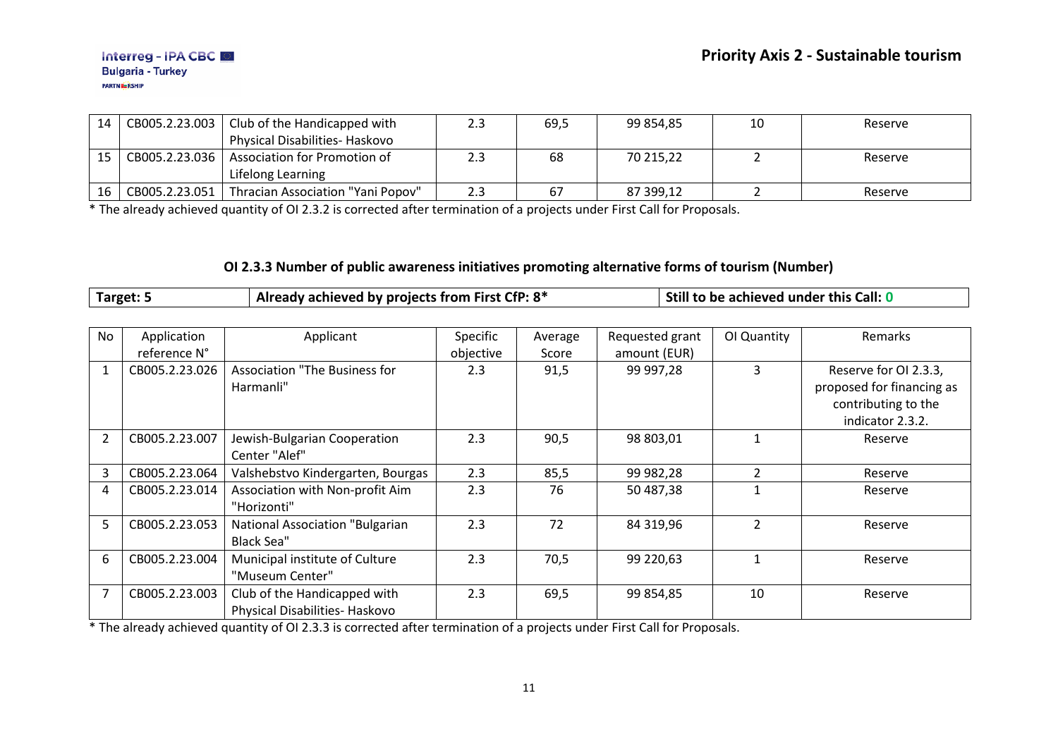| | | | | | | | |
|---|---|---|---|---|---|---|---|
| 14 | CB005.2.23.003 | Club of the Handicapped with Physical Disabilities- Haskovo | 2.3 | 69,5 | 99 854,85 | 10 | Reserve |
| 15 | CB005.2.23.036 | Association for Promotion of Lifelong Learning | 2.3 | 68 | 70 215,22 | 2 | Reserve |
| 16 | CB005.2.23.051 | Thracian Association "Yani Popov" | 2.3 | 67 | 87 399,12 | 2 | Reserve |

* The already achieved quantity of OI 2.3.2 is corrected after termination of a projects under First Call for Proposals.

### OI 2.3.3 Number of public awareness initiatives promoting alternative forms of tourism (Number)

| Target: 5 | Already achieved by projects from First CfP: 8* | Still to be achieved under this Call: 0 |
|---|---|---|

| No | Application reference N° | Applicant | Specific objective | Average Score | Requested grant amount (EUR) | OI Quantity | Remarks |
|---|---|---|---|---|---|---|---|
| 1 | CB005.2.23.026 | Association "The Business for Harmanli" | 2.3 | 91,5 | 99 997,28 | 3 | Reserve for OI 2.3.3, proposed for financing as contributing to the indicator 2.3.2. |
| 2 | CB005.2.23.007 | Jewish-Bulgarian Cooperation Center "Alef" | 2.3 | 90,5 | 98 803,01 | 1 | Reserve |
| 3 | CB005.2.23.064 | Valshebstvo Kindergarten, Bourgas | 2.3 | 85,5 | 99 982,28 | 2 | Reserve |
| 4 | CB005.2.23.014 | Association with Non-profit Aim "Horizonti" | 2.3 | 76 | 50 487,38 | 1 | Reserve |
| 5 | CB005.2.23.053 | National Association "Bulgarian Black Sea" | 2.3 | 72 | 84 319,96 | 2 | Reserve |
| 6 | CB005.2.23.004 | Municipal institute of Culture "Museum Center" | 2.3 | 70,5 | 99 220,63 | 1 | Reserve |
| 7 | CB005.2.23.003 | Club of the Handicapped with Physical Disabilities- Haskovo | 2.3 | 69,5 | 99 854,85 | 10 | Reserve |

* The already achieved quantity of OI 2.3.3 is corrected after termination of a projects under First Call for Proposals.